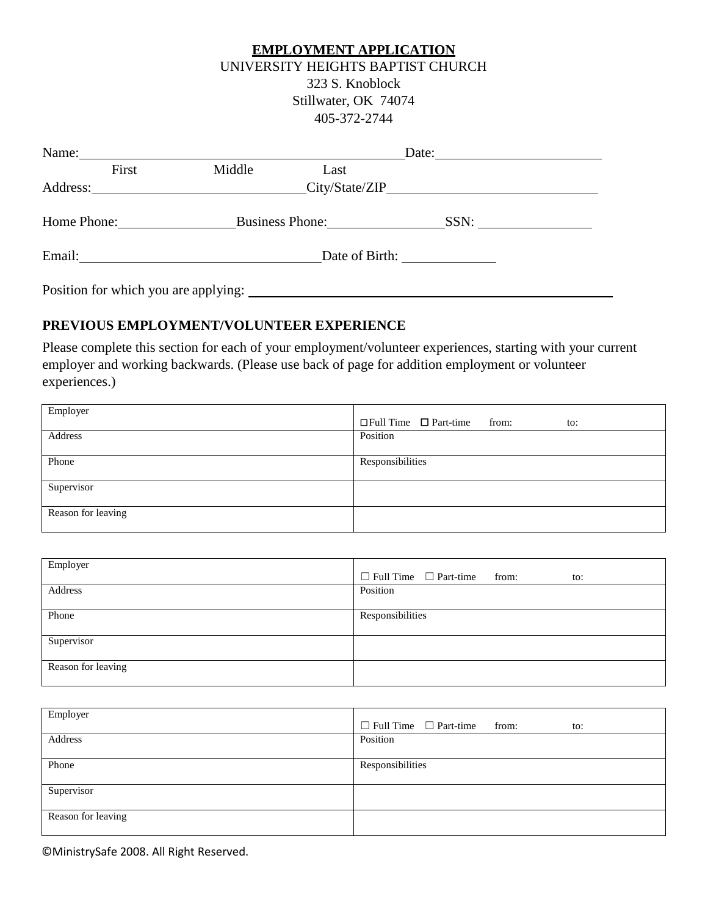# EMPLOYMENT APPLICATION

UNIVERSITY HEIGHTS BAPTIST CHURCH
323 S. Knoblock
Stillwater, OK 74074
405-372-2744

Name: ______________________________________________ Date: ________________________
First                    Middle                    Last

Address: ______________________________ City/State/ZIP ______________________________

Home Phone: ________________ Business Phone: ________________ SSN: ________________

Email: ________________________________ Date of Birth: ____________

Position for which you are applying: __________________________________________________

## PREVIOUS EMPLOYMENT/VOLUNTEER EXPERIENCE

Please complete this section for each of your employment/volunteer experiences, starting with your current employer and working backwards. (Please use back of page for addition employment or volunteer experiences.)

| Employer | ☐ Full Time ☐ Part-time from: to: |
|---|---|
| Address | Position |
| Phone | Responsibilities |
| Supervisor | |
| Reason for leaving | |

| Employer | ☐ Full Time ☐ Part-time from: to: |
|---|---|
| Address | Position |
| Phone | Responsibilities |
| Supervisor | |
| Reason for leaving | |

| Employer | ☐ Full Time ☐ Part-time from: to: |
|---|---|
| Address | Position |
| Phone | Responsibilities |
| Supervisor | |
| Reason for leaving | |

©MinistrySafe 2008. All Right Reserved.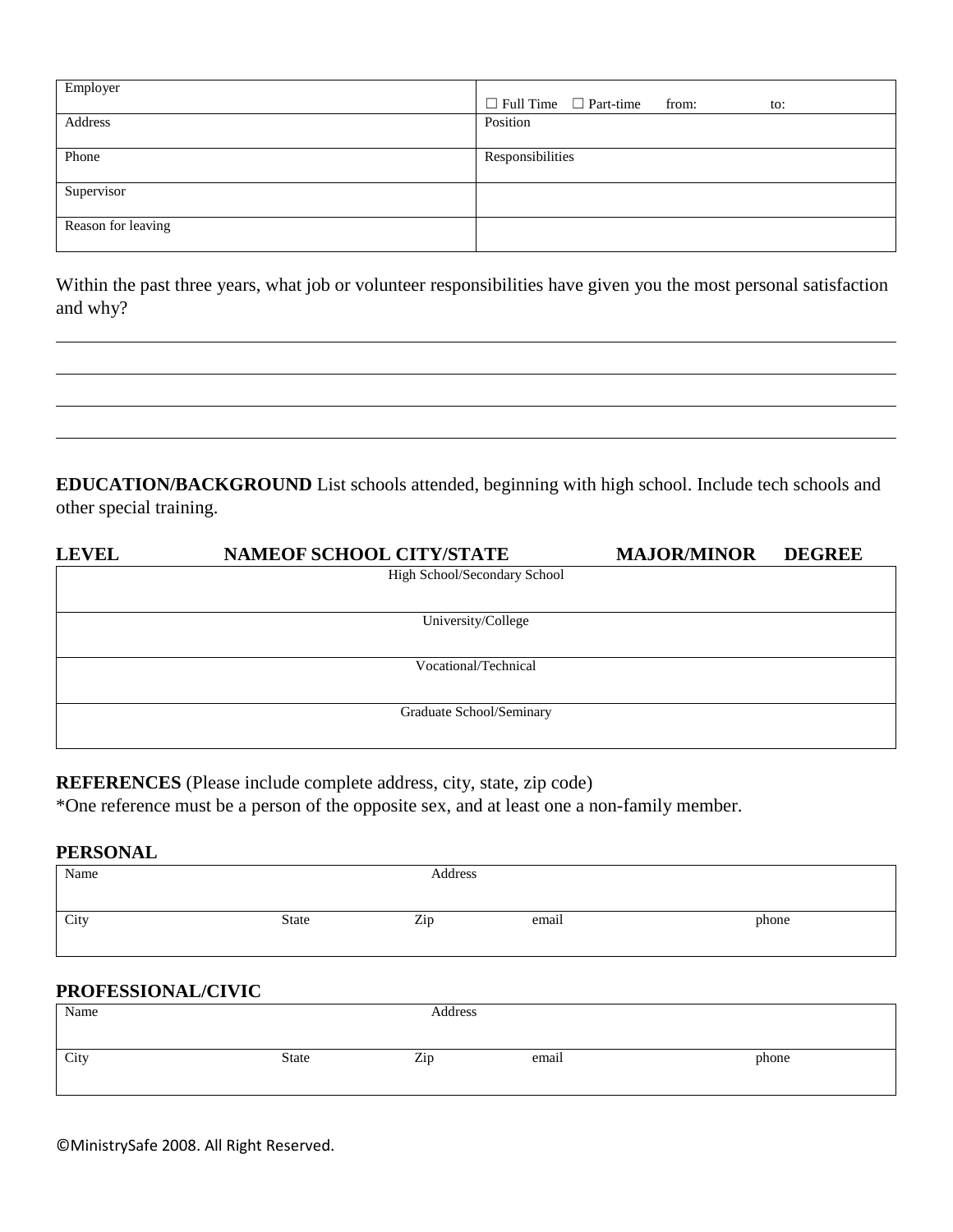| Employer | ☐ Full Time ☐ Part-time from: to: |
|---|---|
| Address | Position |
| Phone | Responsibilities |
| Supervisor | |
| Reason for leaving | |

Within the past three years, what job or volunteer responsibilities have given you the most personal satisfaction and why?

\_\_\_\_\_\_\_\_\_\_\_\_\_\_\_\_\_\_\_\_\_\_\_\_\_\_\_\_\_\_\_\_\_\_\_\_\_\_\_\_\_\_\_\_\_\_\_\_\_\_\_\_\_\_\_\_\_\_\_\_\_\_\_\_\_\_\_\_\_\_\_\_\_\_\_\_\_\_

\_\_\_\_\_\_\_\_\_\_\_\_\_\_\_\_\_\_\_\_\_\_\_\_\_\_\_\_\_\_\_\_\_\_\_\_\_\_\_\_\_\_\_\_\_\_\_\_\_\_\_\_\_\_\_\_\_\_\_\_\_\_\_\_\_\_\_\_\_\_\_\_\_\_\_\_\_\_

\_\_\_\_\_\_\_\_\_\_\_\_\_\_\_\_\_\_\_\_\_\_\_\_\_\_\_\_\_\_\_\_\_\_\_\_\_\_\_\_\_\_\_\_\_\_\_\_\_\_\_\_\_\_\_\_\_\_\_\_\_\_\_\_\_\_\_\_\_\_\_\_\_\_\_\_\_\_

\_\_\_\_\_\_\_\_\_\_\_\_\_\_\_\_\_\_\_\_\_\_\_\_\_\_\_\_\_\_\_\_\_\_\_\_\_\_\_\_\_\_\_\_\_\_\_\_\_\_\_\_\_\_\_\_\_\_\_\_\_\_\_\_\_\_\_\_\_\_\_\_\_\_\_\_\_\_

**EDUCATION/BACKGROUND** List schools attended, beginning with high school. Include tech schools and other special training.

| LEVEL | NAMEOF SCHOOL CITY/STATE | MAJOR/MINOR | DEGREE |
|---|---|---|---|
| High School/Secondary School | | | |
| University/College | | | |
| Vocational/Technical | | | |
| Graduate School/Seminary | | | |

**REFERENCES** (Please include complete address, city, state, zip code)
*One reference must be a person of the opposite sex, and at least one a non-family member.

**PERSONAL**

| Name | | Address | | |
|---|---|---|---|---|
| City | State | Zip | email | phone |

**PROFESSIONAL/CIVIC**

| Name | | Address | | |
|---|---|---|---|---|
| City | State | Zip | email | phone |

©MinistrySafe 2008. All Right Reserved.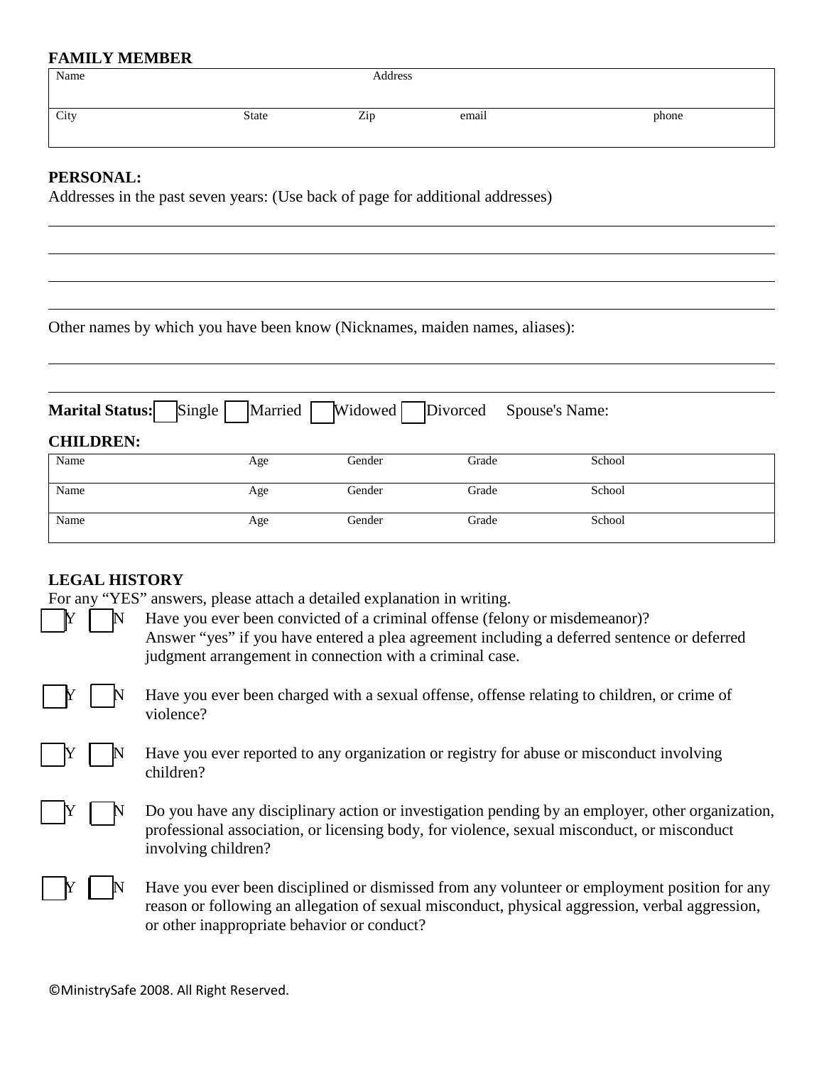**FAMILY MEMBER**

| | | | | |
|---|---|---|---|---|
| Name | | Address | | |
| City | State | Zip | email | phone |

**PERSONAL:**

Addresses in the past seven years: (Use back of page for additional addresses)

\_\_\_\_\_\_\_\_\_\_\_\_\_\_\_\_\_\_\_\_\_\_\_\_\_\_\_\_\_\_\_\_\_\_\_\_\_\_\_\_\_\_\_\_\_\_\_\_\_\_\_\_\_\_\_\_\_\_\_\_

\_\_\_\_\_\_\_\_\_\_\_\_\_\_\_\_\_\_\_\_\_\_\_\_\_\_\_\_\_\_\_\_\_\_\_\_\_\_\_\_\_\_\_\_\_\_\_\_\_\_\_\_\_\_\_\_\_\_\_\_

\_\_\_\_\_\_\_\_\_\_\_\_\_\_\_\_\_\_\_\_\_\_\_\_\_\_\_\_\_\_\_\_\_\_\_\_\_\_\_\_\_\_\_\_\_\_\_\_\_\_\_\_\_\_\_\_\_\_\_\_

\_\_\_\_\_\_\_\_\_\_\_\_\_\_\_\_\_\_\_\_\_\_\_\_\_\_\_\_\_\_\_\_\_\_\_\_\_\_\_\_\_\_\_\_\_\_\_\_\_\_\_\_\_\_\_\_\_\_\_\_

Other names by which you have been know (Nicknames, maiden names, aliases):

\_\_\_\_\_\_\_\_\_\_\_\_\_\_\_\_\_\_\_\_\_\_\_\_\_\_\_\_\_\_\_\_\_\_\_\_\_\_\_\_\_\_\_\_\_\_\_\_\_\_\_\_\_\_\_\_\_\_\_\_

\_\_\_\_\_\_\_\_\_\_\_\_\_\_\_\_\_\_\_\_\_\_\_\_\_\_\_\_\_\_\_\_\_\_\_\_\_\_\_\_\_\_\_\_\_\_\_\_\_\_\_\_\_\_\_\_\_\_\_\_

**Marital Status:** ☐ Single ☐ Married ☐ Widowed ☐ Divorced Spouse's Name:

**CHILDREN:**

| | | | | |
|---|---|---|---|---|
| Name | Age | Gender | Grade | School |
| Name | Age | Gender | Grade | School |
| Name | Age | Gender | Grade | School |

**LEGAL HISTORY**

For any "YES" answers, please attach a detailed explanation in writing.

☐ Y ☐ N Have you ever been convicted of a criminal offense (felony or misdemeanor)? Answer "yes" if you have entered a plea agreement including a deferred sentence or deferred judgment arrangement in connection with a criminal case.

☐ Y ☐ N Have you ever been charged with a sexual offense, offense relating to children, or crime of violence?

☐ Y ☐ N Have you ever reported to any organization or registry for abuse or misconduct involving children?

☐ Y ☐ N Do you have any disciplinary action or investigation pending by an employer, other organization, professional association, or licensing body, for violence, sexual misconduct, or misconduct involving children?

☐ Y ☐ N Have you ever been disciplined or dismissed from any volunteer or employment position for any reason or following an allegation of sexual misconduct, physical aggression, verbal aggression, or other inappropriate behavior or conduct?

©MinistrySafe 2008. All Right Reserved.